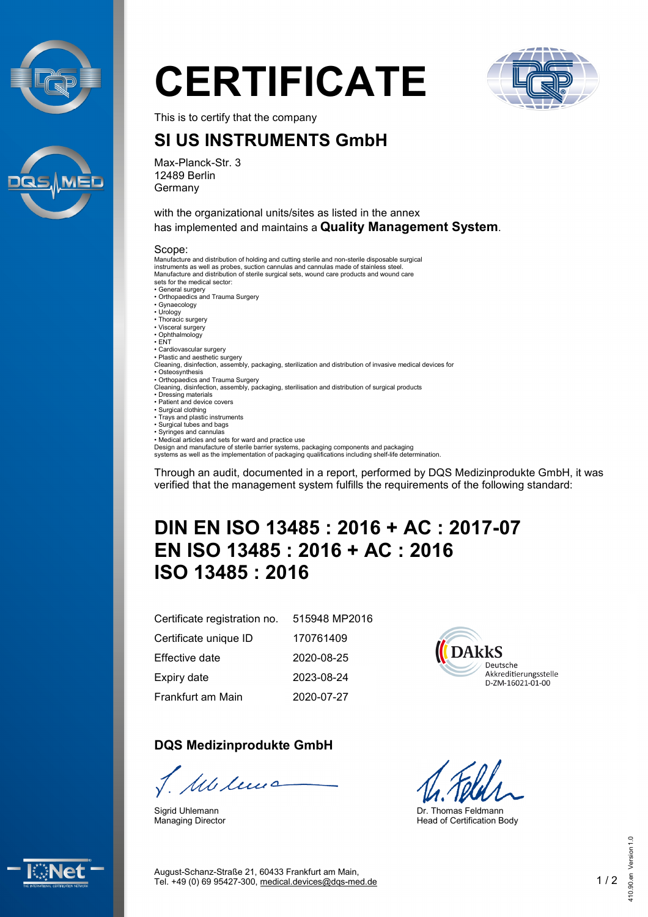# CERTIFICATE

This is to certify that the company

## SI US INSTRUMENTS GmbH

Max-Planck-Str. 3
12489 Berlin
Germany

with the organizational units/sites as listed in the annex
has implemented and maintains a **Quality Management System**.

Scope:
Manufacture and distribution of holding and cutting sterile and non-sterile disposable surgical instruments as well as probes, suction cannulas and cannulas made of stainless steel.
Manufacture and distribution of sterile surgical sets, wound care products and wound care sets for the medical sector:
- General surgery
- Orthopaedics and Trauma Surgery
- Gynaecology
- Urology
- Thoracic surgery
- Visceral surgery
- Ophthalmology
- ENT
- Cardiovascular surgery
- Plastic and aesthetic surgery

Cleaning, disinfection, assembly, packaging, sterilization and distribution of invasive medical devices for
- Osteosynthesis
- Orthopaedics and Trauma Surgery

Cleaning, disinfection, assembly, packaging, sterilisation and distribution of surgical products
- Dressing materials
- Patient and device covers
- Surgical clothing
- Trays and plastic instruments
- Surgical tubes and bags
- Syringes and cannulas
- Medical articles and sets for ward and practice use

Design and manufacture of sterile barrier systems, packaging components and packaging systems as well as the implementation of packaging qualifications including shelf-life determination.

Through an audit, documented in a report, performed by DQS Medizinprodukte GmbH, it was verified that the management system fulfills the requirements of the following standard:

## DIN EN ISO 13485 : 2016 + AC : 2017-07
## EN ISO 13485 : 2016 + AC : 2016
## ISO 13485 : 2016

| | |
|---|---|
| Certificate registration no. | 515948 MP2016 |
| Certificate unique ID | 170761409 |
| Effective date | 2020-08-25 |
| Expiry date | 2023-08-24 |
| Frankfurt am Main | 2020-07-27 |

DAkkS Deutsche Akkreditierungsstelle D-ZM-16021-01-00

**DQS Medizinprodukte GmbH**

Sigrid Uhlemann
Managing Director

Dr. Thomas Feldmann
Head of Certification Body

August-Schanz-Straße 21, 60433 Frankfurt am Main,
Tel. +49 (0) 69 95427-300, medical.devices@dqs-med.de

410.90.en Version 1.0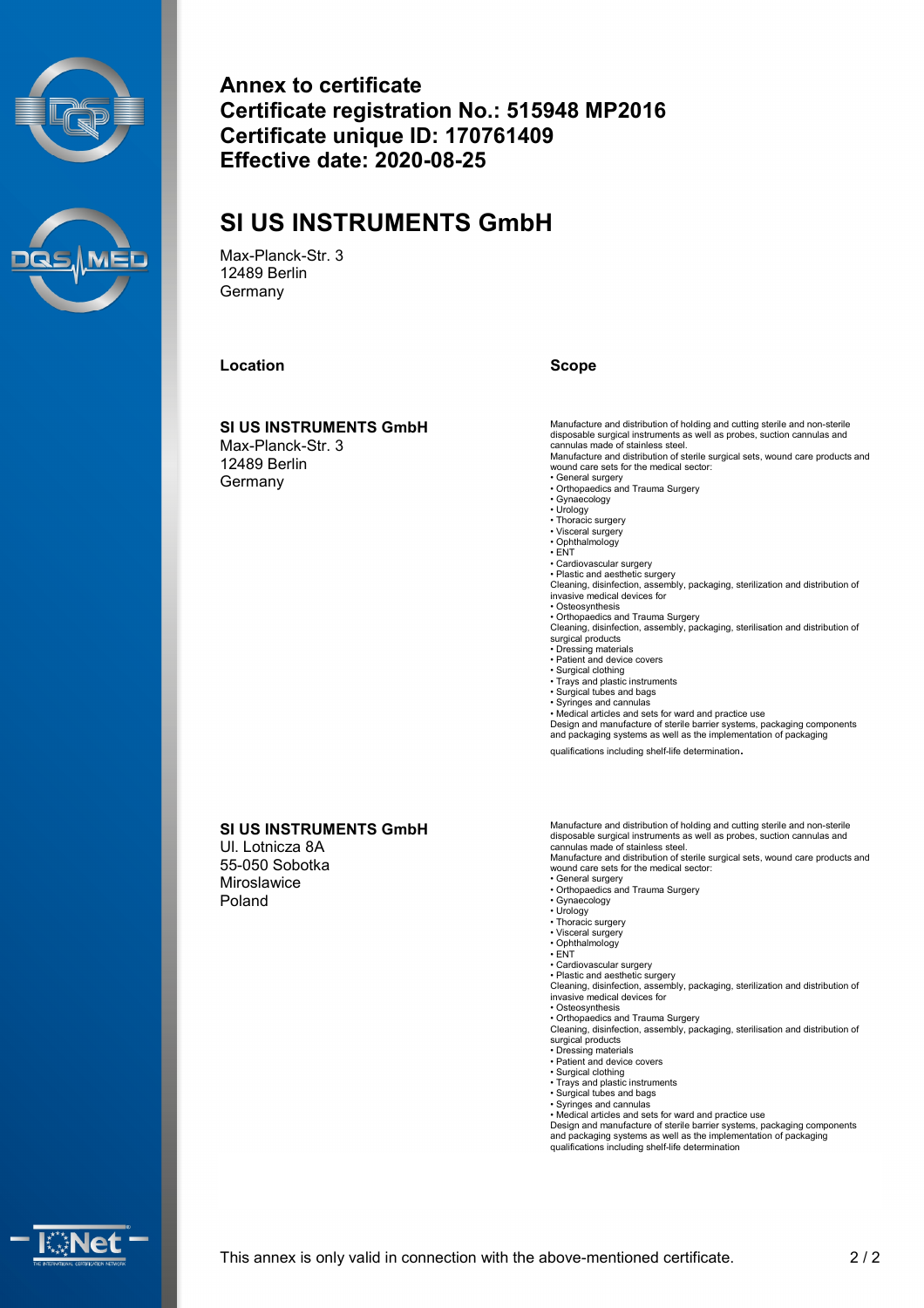**Annex to certificate**
**Certificate registration No.: 515948 MP2016**
**Certificate unique ID: 170761409**
**Effective date: 2020-08-25**

# SI US INSTRUMENTS GmbH

Max-Planck-Str. 3
12489 Berlin
Germany

| Location | Scope |
|---|---|
| **SI US INSTRUMENTS GmbH**<br>Max-Planck-Str. 3<br>12489 Berlin<br>Germany | Manufacture and distribution of holding and cutting sterile and non-sterile disposable surgical instruments as well as probes, suction cannulas and cannulas made of stainless steel.<br>Manufacture and distribution of sterile surgical sets, wound care products and wound care sets for the medical sector:<br>• General surgery<br>• Orthopaedics and Trauma Surgery<br>• Gynaecology<br>• Urology<br>• Thoracic surgery<br>• Visceral surgery<br>• Ophthalmology<br>• ENT<br>• Cardiovascular surgery<br>• Plastic and aesthetic surgery<br>Cleaning, disinfection, assembly, packaging, sterilization and distribution of invasive medical devices for<br>• Osteosynthesis<br>• Orthopaedics and Trauma Surgery<br>Cleaning, disinfection, assembly, packaging, sterilisation and distribution of surgical products<br>• Dressing materials<br>• Patient and device covers<br>• Surgical clothing<br>• Trays and plastic instruments<br>• Surgical tubes and bags<br>• Syringes and cannulas<br>• Medical articles and sets for ward and practice use<br>Design and manufacture of sterile barrier systems, packaging components and packaging systems as well as the implementation of packaging qualifications including shelf-life determination. |
| **SI US INSTRUMENTS GmbH**<br>Ul. Lotnicza 8A<br>55-050 Sobotka<br>Miroslawice<br>Poland | Manufacture and distribution of holding and cutting sterile and non-sterile disposable surgical instruments as well as probes, suction cannulas and cannulas made of stainless steel.<br>Manufacture and distribution of sterile surgical sets, wound care products and wound care sets for the medical sector:<br>• General surgery<br>• Orthopaedics and Trauma Surgery<br>• Gynaecology<br>• Urology<br>• Thoracic surgery<br>• Visceral surgery<br>• Ophthalmology<br>• ENT<br>• Cardiovascular surgery<br>• Plastic and aesthetic surgery<br>Cleaning, disinfection, assembly, packaging, sterilization and distribution of invasive medical devices for<br>• Osteosynthesis<br>• Orthopaedics and Trauma Surgery<br>Cleaning, disinfection, assembly, packaging, sterilisation and distribution of surgical products<br>• Dressing materials<br>• Patient and device covers<br>• Surgical clothing<br>• Trays and plastic instruments<br>• Surgical tubes and bags<br>• Syringes and cannulas<br>• Medical articles and sets for ward and practice use<br>Design and manufacture of sterile barrier systems, packaging components and packaging systems as well as the implementation of packaging qualifications including shelf-life determination |

This annex is only valid in connection with the above-mentioned certificate.